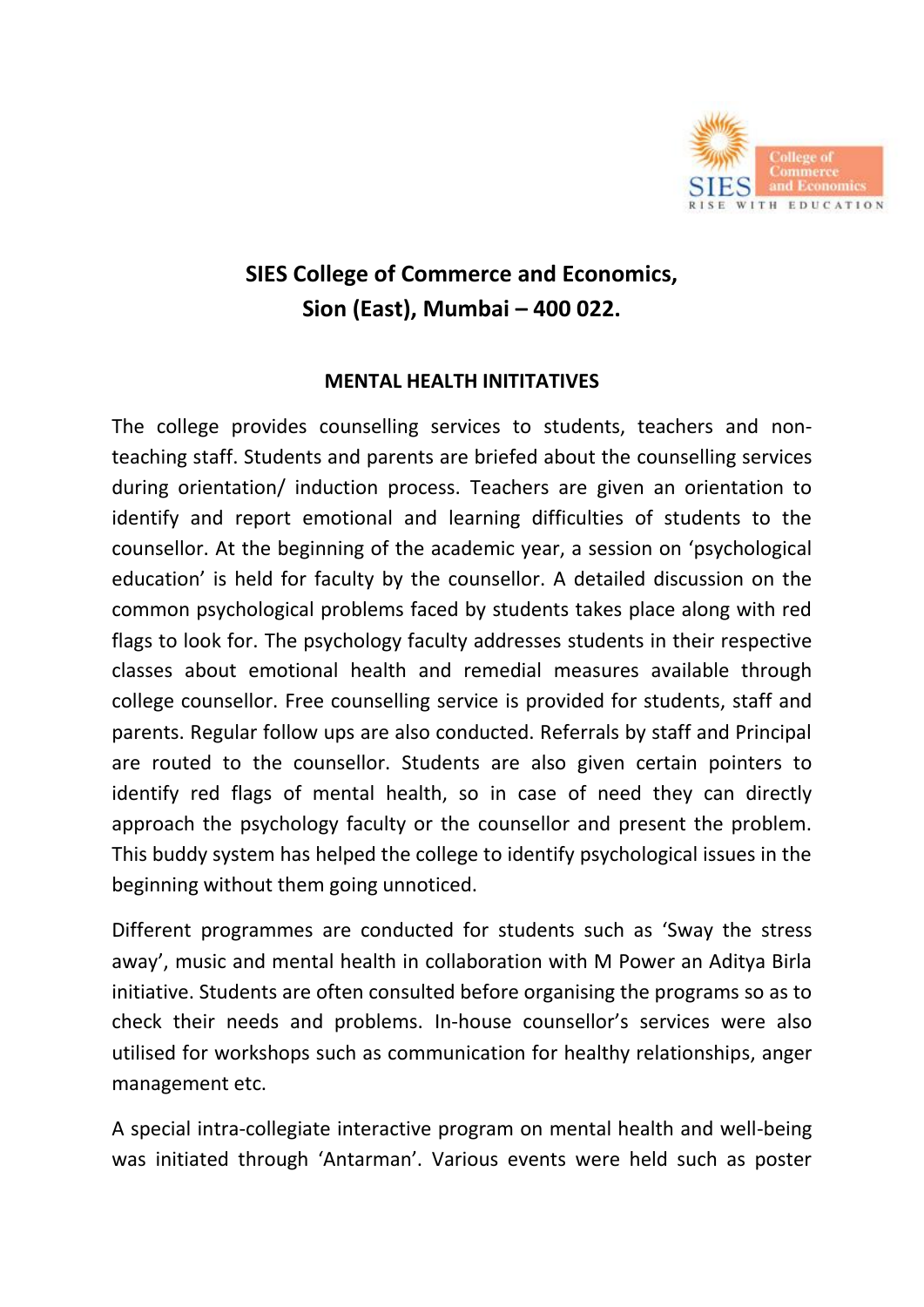# SIES College of Commerce and Economics, Sion (East), Mumbai – 400 022.

## MENTAL HEALTH INITITATIVES

The college provides counselling services to students, teachers and non-teaching staff. Students and parents are briefed about the counselling services during orientation/ induction process. Teachers are given an orientation to identify and report emotional and learning difficulties of students to the counsellor. At the beginning of the academic year, a session on 'psychological education' is held for faculty by the counsellor. A detailed discussion on the common psychological problems faced by students takes place along with red flags to look for. The psychology faculty addresses students in their respective classes about emotional health and remedial measures available through college counsellor. Free counselling service is provided for students, staff and parents. Regular follow ups are also conducted. Referrals by staff and Principal are routed to the counsellor. Students are also given certain pointers to identify red flags of mental health, so in case of need they can directly approach the psychology faculty or the counsellor and present the problem. This buddy system has helped the college to identify psychological issues in the beginning without them going unnoticed.

Different programmes are conducted for students such as 'Sway the stress away', music and mental health in collaboration with M Power an Aditya Birla initiative. Students are often consulted before organising the programs so as to check their needs and problems. In-house counsellor's services were also utilised for workshops such as communication for healthy relationships, anger management etc.

A special intra-collegiate interactive program on mental health and well-being was initiated through 'Antarman'. Various events were held such as poster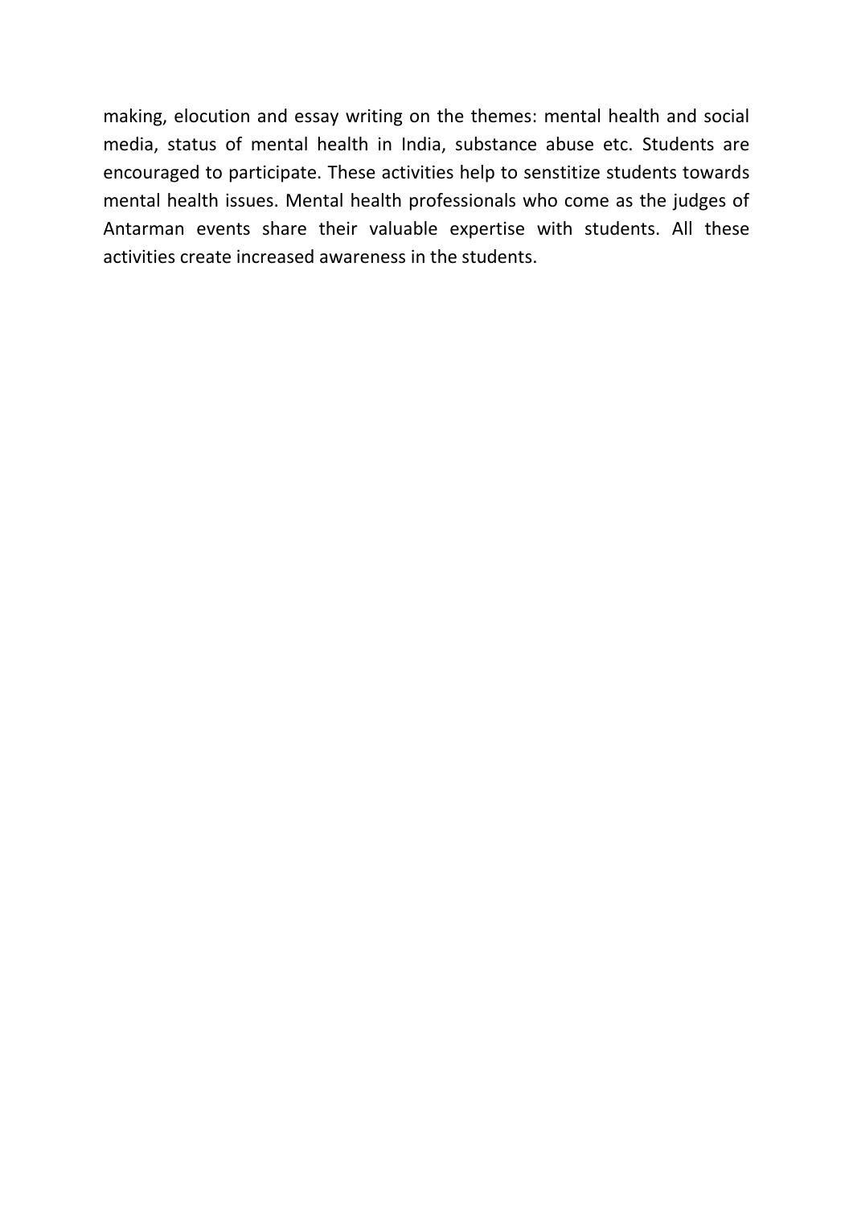making, elocution and essay writing on the themes: mental health and social media, status of mental health in India, substance abuse etc. Students are encouraged to participate. These activities help to senstitize students towards mental health issues. Mental health professionals who come as the judges of Antarman events share their valuable expertise with students. All these activities create increased awareness in the students.